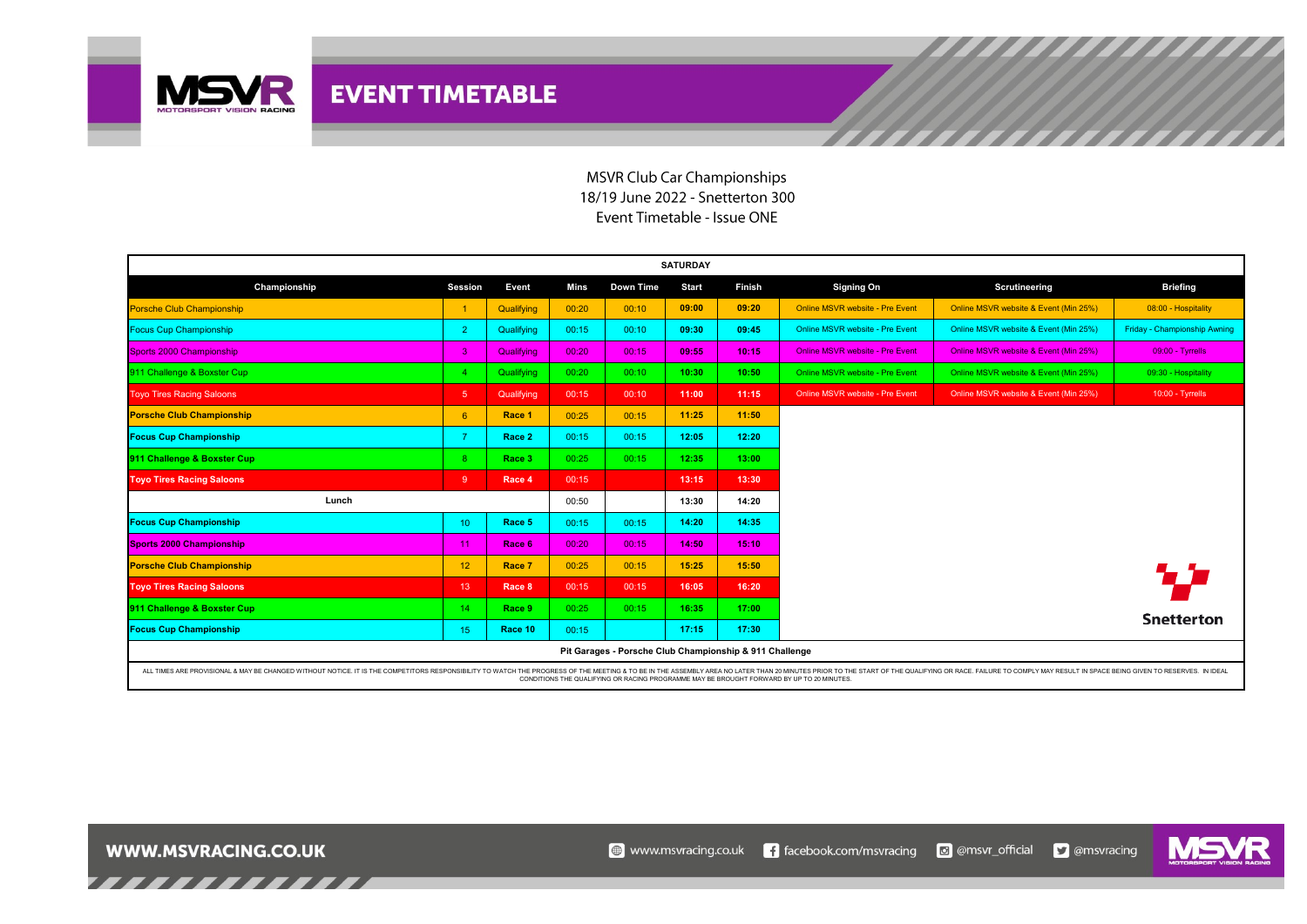# EVENT TIMETABLE

MSVR Club Car Championships
18/19 June 2022 - Snetterton 300
Event Timetable - Issue ONE

**SATURDAY**

| Championship | Session | Event | Mins | Down Time | Start | Finish | Signing On | Scrutineering | Briefing |
|---|---|---|---|---|---|---|---|---|---|
| Porsche Club Championship | 1 | Qualifying | 00:20 | 00:10 | 09:00 | 09:20 | Online MSVR website - Pre Event | Online MSVR website & Event (Min 25%) | 08:00 - Hospitality |
| Focus Cup Championship | 2 | Qualifying | 00:15 | 00:10 | 09:30 | 09:45 | Online MSVR website - Pre Event | Online MSVR website & Event (Min 25%) | Friday - Championship Awning |
| Sports 2000 Championship | 3 | Qualifying | 00:20 | 00:15 | 09:55 | 10:15 | Online MSVR website - Pre Event | Online MSVR website & Event (Min 25%) | 09:00 - Tyrrells |
| 911 Challenge & Boxster Cup | 4 | Qualifying | 00:20 | 00:10 | 10:30 | 10:50 | Online MSVR website - Pre Event | Online MSVR website & Event (Min 25%) | 09:30 - Hospitality |
| Toyo Tires Racing Saloons | 5 | Qualifying | 00:15 | 00:10 | 11:00 | 11:15 | Online MSVR website - Pre Event | Online MSVR website & Event (Min 25%) | 10:00 - Tyrrells |
| **Porsche Club Championship** | 6 | **Race 1** | 00:25 | 00:15 | 11:25 | 11:50 | | | |
| **Focus Cup Championship** | 7 | **Race 2** | 00:15 | 00:15 | 12:05 | 12:20 | | | |
| **911 Challenge & Boxster Cup** | 8 | **Race 3** | 00:25 | 00:15 | 12:35 | 13:00 | | | |
| **Toyo Tires Racing Saloons** | 9 | **Race 4** | 00:15 | | 13:15 | 13:30 | | | |
| **Lunch** | | | 00:50 | | 13:30 | 14:20 | | | |
| **Focus Cup Championship** | 10 | **Race 5** | 00:15 | 00:15 | 14:20 | 14:35 | | | |
| **Sports 2000 Championship** | 11 | **Race 6** | 00:20 | 00:15 | 14:50 | 15:10 | | | |
| **Porsche Club Championship** | 12 | **Race 7** | 00:25 | 00:15 | 15:25 | 15:50 | | | |
| **Toyo Tires Racing Saloons** | 13 | **Race 8** | 00:15 | 00:15 | 16:05 | 16:20 | | | |
| **911 Challenge & Boxster Cup** | 14 | **Race 9** | 00:25 | 00:15 | 16:35 | 17:00 | | | |
| **Focus Cup Championship** | 15 | **Race 10** | 00:15 | | 17:15 | 17:30 | | | |

**Pit Garages - Porsche Club Championship & 911 Challenge**

ALL TIMES ARE PROVISIONAL & MAY BE CHANGED WITHOUT NOTICE. IT IS THE COMPETITORS RESPONSIBILITY TO WATCH THE PROGRESS OF THE MEETING & TO BE IN THE ASSEMBLY AREA NO LATER THAN 20 MINUTES PRIOR TO THE START OF THE QUALIFYING OR RACE. FAILURE TO COMPLY MAY RESULT IN SPACE BEING GIVEN TO RESERVES. IN IDEAL CONDITIONS THE QUALIFYING OR RACING PROGRAMME MAY BE BROUGHT FORWARD BY UP TO 20 MINUTES.

Snetterton

WWW.MSVRACING.CO.UK — www.msvracing.co.uk | facebook.com/msvracing | @msvr_official | @msvracing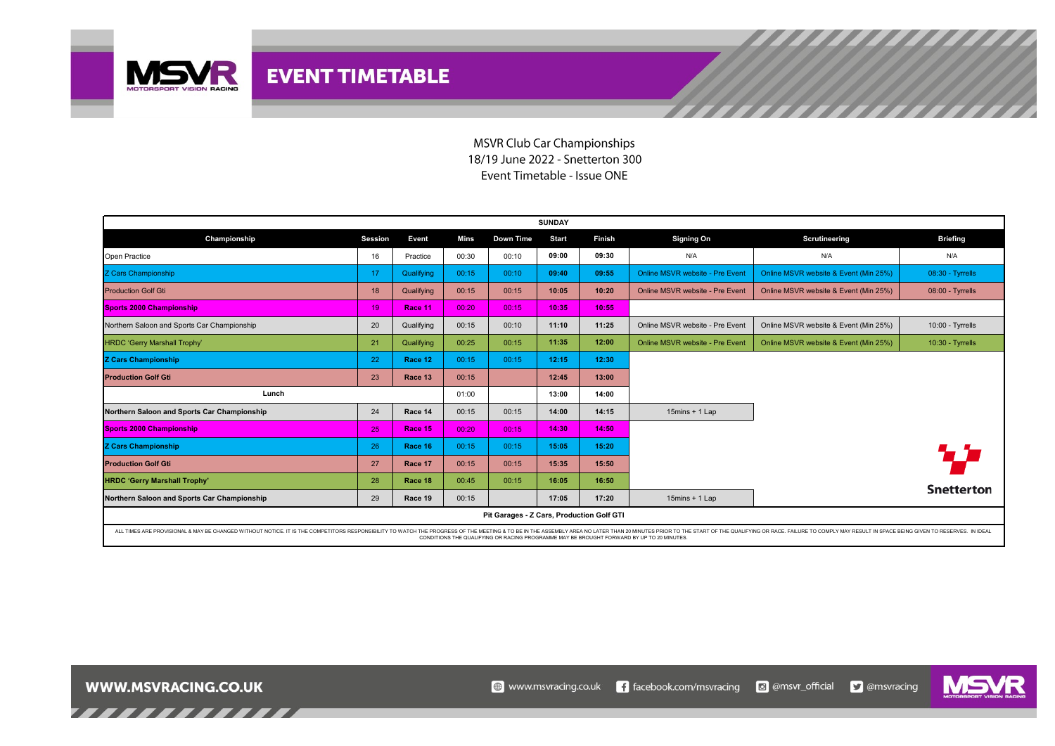# EVENT TIMETABLE

MSVR Club Car Championships
18/19 June 2022 - Snetterton 300
Event Timetable - Issue ONE

| SUNDAY | | | | | | | | | | |
|---|---|---|---|---|---|---|---|---|---|---|
| **Championship** | **Session** | **Event** | **Mins** | **Down Time** | **Start** | **Finish** | **Signing On** | **Scrutineering** | **Briefing** |
| Open Practice | 16 | Practice | 00:30 | 00:10 | **09:00** | **09:30** | N/A | N/A | N/A |
| Z Cars Championship | 17 | Qualifying | 00:15 | 00:10 | **09:40** | **09:55** | Online MSVR website - Pre Event | Online MSVR website & Event (Min 25%) | 08:30 - Tyrrells |
| Production Golf Gti | 18 | Qualifying | 00:15 | 00:15 | **10:05** | **10:20** | Online MSVR website - Pre Event | Online MSVR website & Event (Min 25%) | 08:00 - Tyrrells |
| **Sports 2000 Championship** | 19 | **Race 11** | 00:20 | 00:15 | **10:35** | **10:55** | | | |
| Northern Saloon and Sports Car Championship | 20 | Qualifying | 00:15 | 00:10 | **11:10** | **11:25** | Online MSVR website - Pre Event | Online MSVR website & Event (Min 25%) | 10:00 - Tyrrells |
| HRDC 'Gerry Marshall Trophy' | 21 | Qualifying | 00:25 | 00:15 | **11:35** | **12:00** | Online MSVR website - Pre Event | Online MSVR website & Event (Min 25%) | 10:30 - Tyrrells |
| **Z Cars Championship** | 22 | **Race 12** | 00:15 | 00:15 | **12:15** | **12:30** | | | |
| **Production Golf Gti** | 23 | **Race 13** | 00:15 | | **12:45** | **13:00** | | | |
| **Lunch** | | | 01:00 | | **13:00** | **14:00** | | | |
| **Northern Saloon and Sports Car Championship** | 24 | **Race 14** | 00:15 | 00:15 | **14:00** | **14:15** | 15mins + 1 Lap | | |
| **Sports 2000 Championship** | 25 | **Race 15** | 00:20 | 00:15 | **14:30** | **14:50** | | | |
| **Z Cars Championship** | 26 | **Race 16** | 00:15 | 00:15 | **15:05** | **15:20** | | | |
| **Production Golf Gti** | 27 | **Race 17** | 00:15 | 00:15 | **15:35** | **15:50** | | | |
| **HRDC 'Gerry Marshall Trophy'** | 28 | **Race 18** | 00:45 | 00:15 | **16:05** | **16:50** | | | |
| **Northern Saloon and Sports Car Championship** | 29 | **Race 19** | 00:15 | | **17:05** | **17:20** | 15mins + 1 Lap | | |
| **Pit Garages - Z Cars, Production Golf GTI** | | | | | | | | | |

Snetterton

ALL TIMES ARE PROVISIONAL & MAY BE CHANGED WITHOUT NOTICE. IT IS THE COMPETITORS RESPONSIBILITY TO WATCH THE PROGRESS OF THE MEETING & TO BE IN THE ASSEMBLY AREA NO LATER THAN 20 MINUTES PRIOR TO THE START OF THE QUALIFYING OR RACE. FAILURE TO COMPLY MAY RESULT IN SPACE BEING GIVEN TO RESERVES. IN IDEAL CONDITIONS THE QUALIFYING OR RACING PROGRAMME MAY BE BROUGHT FORWARD BY UP TO 20 MINUTES.

WWW.MSVRACING.CO.UK | www.msvracing.co.uk | facebook.com/msvracing | @msvr_official | @msvracing